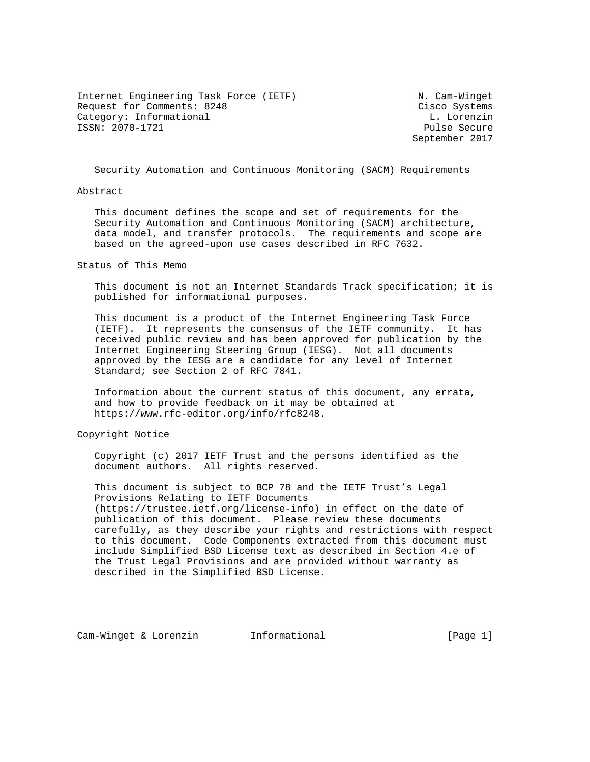Internet Engineering Task Force (IETF) N. Cam-Winget
Request for Comments: 8248 Cisco Systems
Category: Informational L. Lorenzin
ISSN: 2070-1721 Pulse Secure
September 2017

# Security Automation and Continuous Monitoring (SACM) Requirements

## Abstract

This document defines the scope and set of requirements for the Security Automation and Continuous Monitoring (SACM) architecture, data model, and transfer protocols. The requirements and scope are based on the agreed-upon use cases described in RFC 7632.

## Status of This Memo

This document is not an Internet Standards Track specification; it is published for informational purposes.

This document is a product of the Internet Engineering Task Force (IETF). It represents the consensus of the IETF community. It has received public review and has been approved for publication by the Internet Engineering Steering Group (IESG). Not all documents approved by the IESG are a candidate for any level of Internet Standard; see Section 2 of RFC 7841.

Information about the current status of this document, any errata, and how to provide feedback on it may be obtained at https://www.rfc-editor.org/info/rfc8248.

## Copyright Notice

Copyright (c) 2017 IETF Trust and the persons identified as the document authors. All rights reserved.

This document is subject to BCP 78 and the IETF Trust's Legal Provisions Relating to IETF Documents (https://trustee.ietf.org/license-info) in effect on the date of publication of this document. Please review these documents carefully, as they describe your rights and restrictions with respect to this document. Code Components extracted from this document must include Simplified BSD License text as described in Section 4.e of the Trust Legal Provisions and are provided without warranty as described in the Simplified BSD License.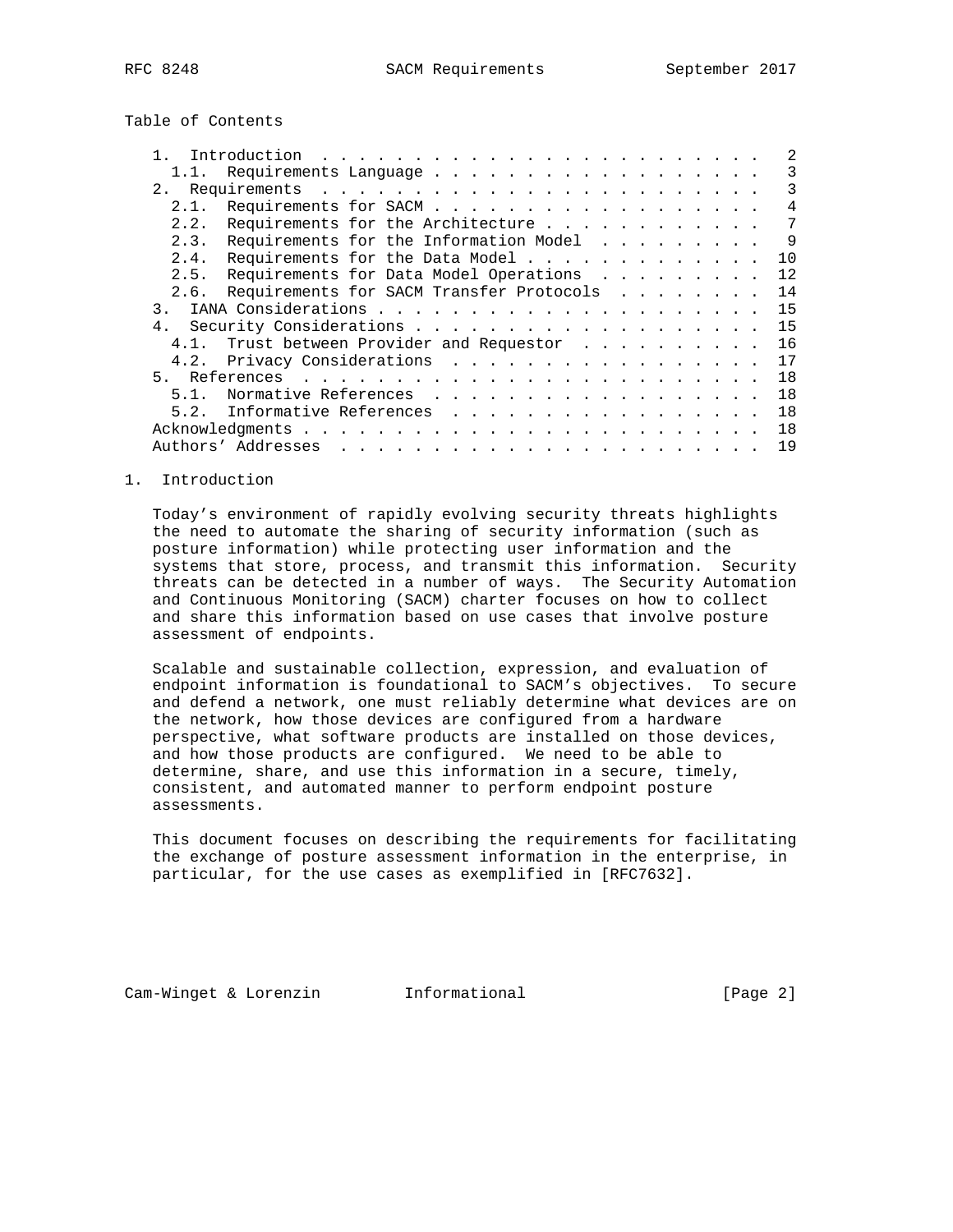Table of Contents

```
   1.  Introduction  . . . . . . . . . . . . . . . . . . . . . . . .   2
     1.1.  Requirements Language . . . . . . . . . . . . . . . . . .   3
   2.  Requirements  . . . . . . . . . . . . . . . . . . . . . . . .   3
     2.1.  Requirements for SACM . . . . . . . . . . . . . . . . . .   4
     2.2.  Requirements for the Architecture . . . . . . . . . . . .   7
     2.3.  Requirements for the Information Model  . . . . . . . . .   9
     2.4.  Requirements for the Data Model . . . . . . . . . . . . .  10
     2.5.  Requirements for Data Model Operations  . . . . . . . . .  12
     2.6.  Requirements for SACM Transfer Protocols  . . . . . . . .  14
   3.  IANA Considerations . . . . . . . . . . . . . . . . . . . . .  15
   4.  Security Considerations . . . . . . . . . . . . . . . . . . .  15
     4.1.  Trust between Provider and Requestor  . . . . . . . . . .  16
     4.2.  Privacy Considerations  . . . . . . . . . . . . . . . . .  17
   5.  References  . . . . . . . . . . . . . . . . . . . . . . . . .  18
     5.1.  Normative References  . . . . . . . . . . . . . . . . . .  18
     5.2.  Informative References  . . . . . . . . . . . . . . . . .  18
   Acknowledgments . . . . . . . . . . . . . . . . . . . . . . . . .  18
   Authors' Addresses  . . . . . . . . . . . . . . . . . . . . . . .  19
```

## 1. Introduction

Today's environment of rapidly evolving security threats highlights the need to automate the sharing of security information (such as posture information) while protecting user information and the systems that store, process, and transmit this information. Security threats can be detected in a number of ways. The Security Automation and Continuous Monitoring (SACM) charter focuses on how to collect and share this information based on use cases that involve posture assessment of endpoints.

Scalable and sustainable collection, expression, and evaluation of endpoint information is foundational to SACM's objectives. To secure and defend a network, one must reliably determine what devices are on the network, how those devices are configured from a hardware perspective, what software products are installed on those devices, and how those products are configured. We need to be able to determine, share, and use this information in a secure, timely, consistent, and automated manner to perform endpoint posture assessments.

This document focuses on describing the requirements for facilitating the exchange of posture assessment information in the enterprise, in particular, for the use cases as exemplified in [RFC7632].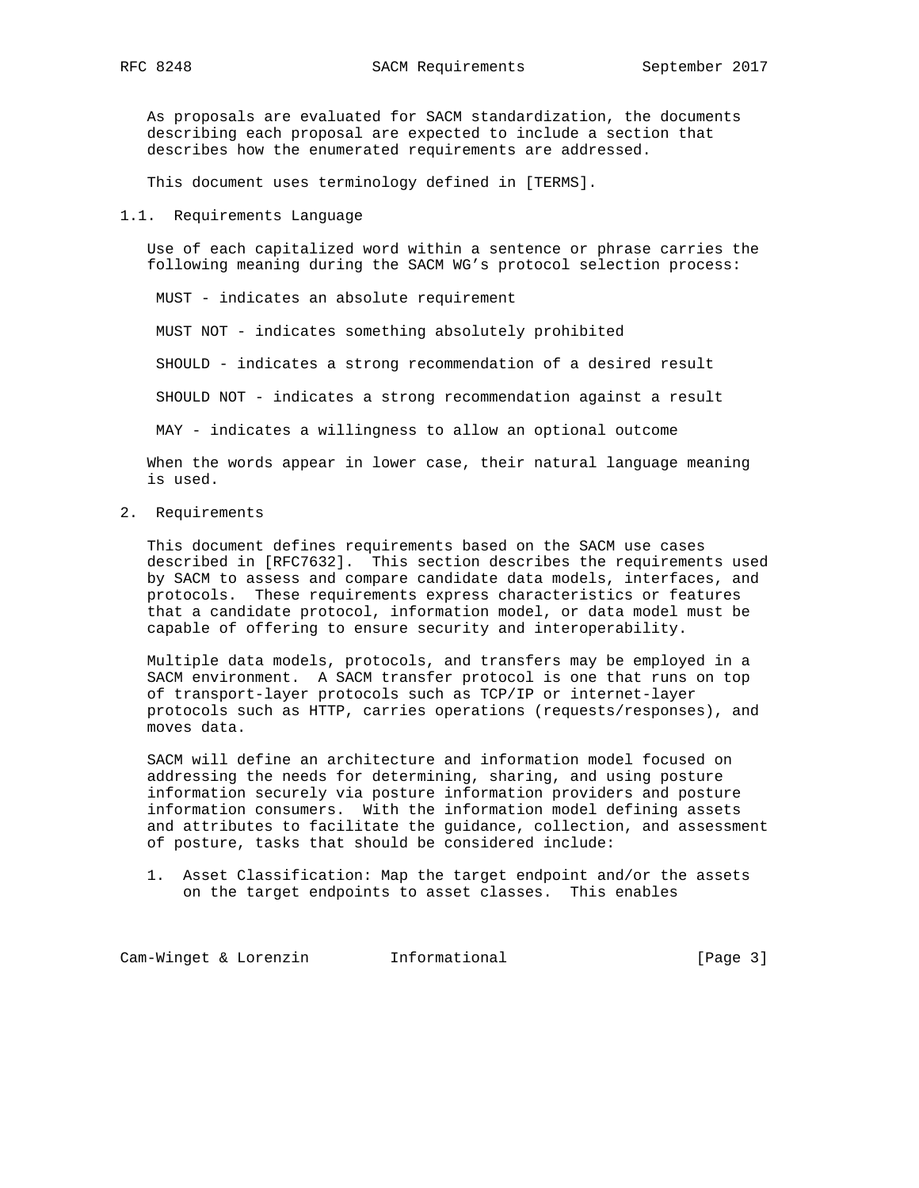As proposals are evaluated for SACM standardization, the documents describing each proposal are expected to include a section that describes how the enumerated requirements are addressed.

This document uses terminology defined in [TERMS].

### 1.1. Requirements Language

Use of each capitalized word within a sentence or phrase carries the following meaning during the SACM WG's protocol selection process:

MUST - indicates an absolute requirement

MUST NOT - indicates something absolutely prohibited

SHOULD - indicates a strong recommendation of a desired result

SHOULD NOT - indicates a strong recommendation against a result

MAY - indicates a willingness to allow an optional outcome

When the words appear in lower case, their natural language meaning is used.

## 2. Requirements

This document defines requirements based on the SACM use cases described in [RFC7632]. This section describes the requirements used by SACM to assess and compare candidate data models, interfaces, and protocols. These requirements express characteristics or features that a candidate protocol, information model, or data model must be capable of offering to ensure security and interoperability.

Multiple data models, protocols, and transfers may be employed in a SACM environment. A SACM transfer protocol is one that runs on top of transport-layer protocols such as TCP/IP or internet-layer protocols such as HTTP, carries operations (requests/responses), and moves data.

SACM will define an architecture and information model focused on addressing the needs for determining, sharing, and using posture information securely via posture information providers and posture information consumers. With the information model defining assets and attributes to facilitate the guidance, collection, and assessment of posture, tasks that should be considered include:

1. Asset Classification: Map the target endpoint and/or the assets on the target endpoints to asset classes. This enables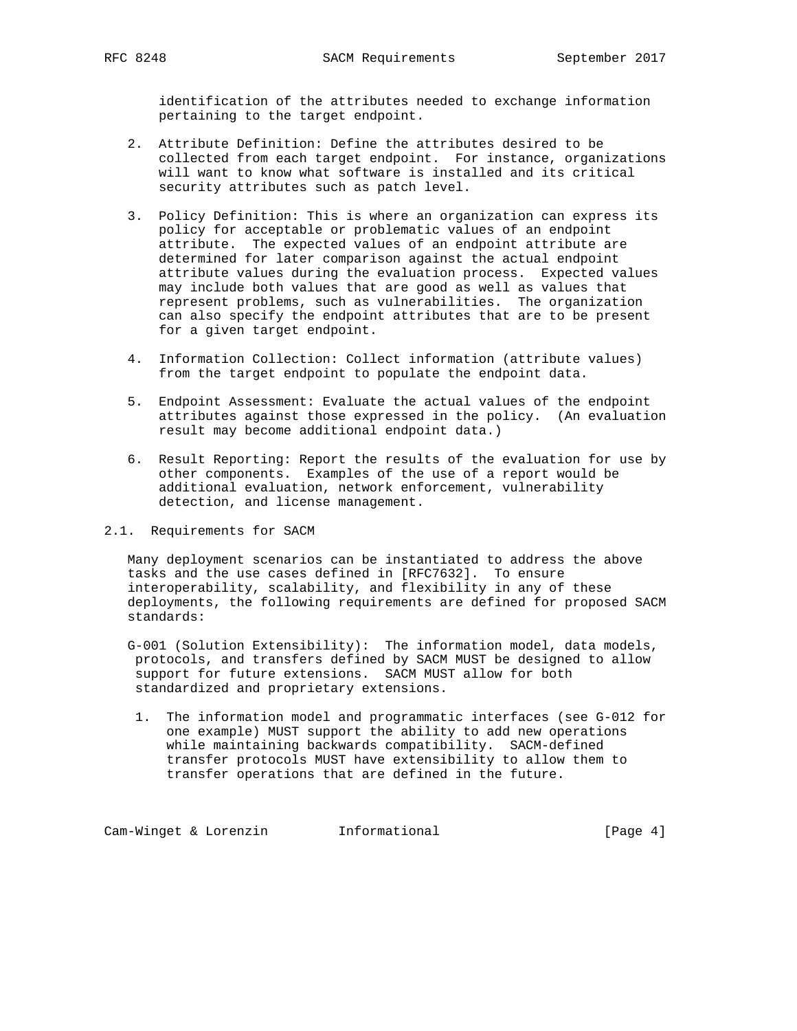identification of the attributes needed to exchange information pertaining to the target endpoint.

2. Attribute Definition: Define the attributes desired to be collected from each target endpoint. For instance, organizations will want to know what software is installed and its critical security attributes such as patch level.

3. Policy Definition: This is where an organization can express its policy for acceptable or problematic values of an endpoint attribute. The expected values of an endpoint attribute are determined for later comparison against the actual endpoint attribute values during the evaluation process. Expected values may include both values that are good as well as values that represent problems, such as vulnerabilities. The organization can also specify the endpoint attributes that are to be present for a given target endpoint.

4. Information Collection: Collect information (attribute values) from the target endpoint to populate the endpoint data.

5. Endpoint Assessment: Evaluate the actual values of the endpoint attributes against those expressed in the policy. (An evaluation result may become additional endpoint data.)

6. Result Reporting: Report the results of the evaluation for use by other components. Examples of the use of a report would be additional evaluation, network enforcement, vulnerability detection, and license management.

## 2.1. Requirements for SACM

Many deployment scenarios can be instantiated to address the above tasks and the use cases defined in [RFC7632]. To ensure interoperability, scalability, and flexibility in any of these deployments, the following requirements are defined for proposed SACM standards:

G-001 (Solution Extensibility): The information model, data models, protocols, and transfers defined by SACM MUST be designed to allow support for future extensions. SACM MUST allow for both standardized and proprietary extensions.

1. The information model and programmatic interfaces (see G-012 for one example) MUST support the ability to add new operations while maintaining backwards compatibility. SACM-defined transfer protocols MUST have extensibility to allow them to transfer operations that are defined in the future.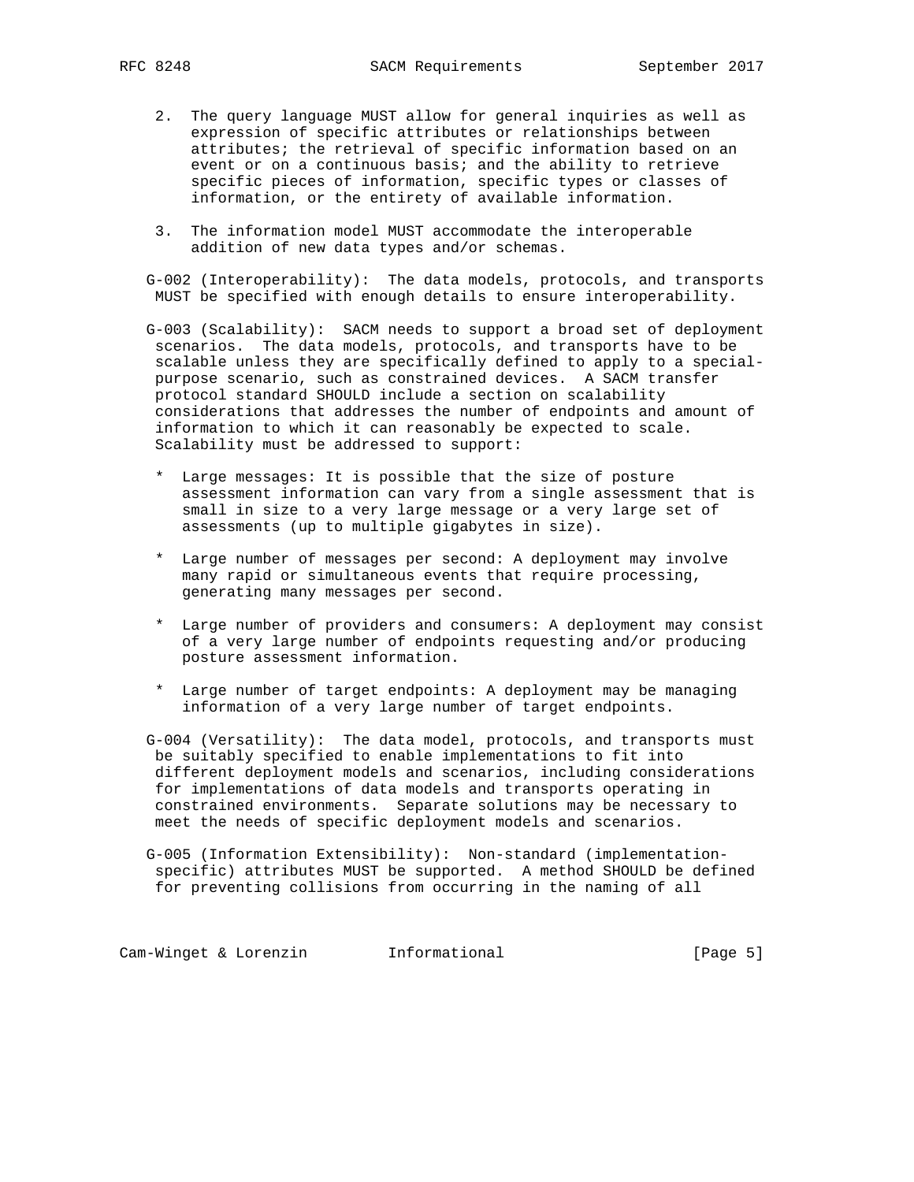2. The query language MUST allow for general inquiries as well as expression of specific attributes or relationships between attributes; the retrieval of specific information based on an event or on a continuous basis; and the ability to retrieve specific pieces of information, specific types or classes of information, or the entirety of available information.

3. The information model MUST accommodate the interoperable addition of new data types and/or schemas.

G-002 (Interoperability): The data models, protocols, and transports MUST be specified with enough details to ensure interoperability.

G-003 (Scalability): SACM needs to support a broad set of deployment scenarios. The data models, protocols, and transports have to be scalable unless they are specifically defined to apply to a special-purpose scenario, such as constrained devices. A SACM transfer protocol standard SHOULD include a section on scalability considerations that addresses the number of endpoints and amount of information to which it can reasonably be expected to scale. Scalability must be addressed to support:

* Large messages: It is possible that the size of posture assessment information can vary from a single assessment that is small in size to a very large message or a very large set of assessments (up to multiple gigabytes in size).

* Large number of messages per second: A deployment may involve many rapid or simultaneous events that require processing, generating many messages per second.

* Large number of providers and consumers: A deployment may consist of a very large number of endpoints requesting and/or producing posture assessment information.

* Large number of target endpoints: A deployment may be managing information of a very large number of target endpoints.

G-004 (Versatility): The data model, protocols, and transports must be suitably specified to enable implementations to fit into different deployment models and scenarios, including considerations for implementations of data models and transports operating in constrained environments. Separate solutions may be necessary to meet the needs of specific deployment models and scenarios.

G-005 (Information Extensibility): Non-standard (implementation-specific) attributes MUST be supported. A method SHOULD be defined for preventing collisions from occurring in the naming of all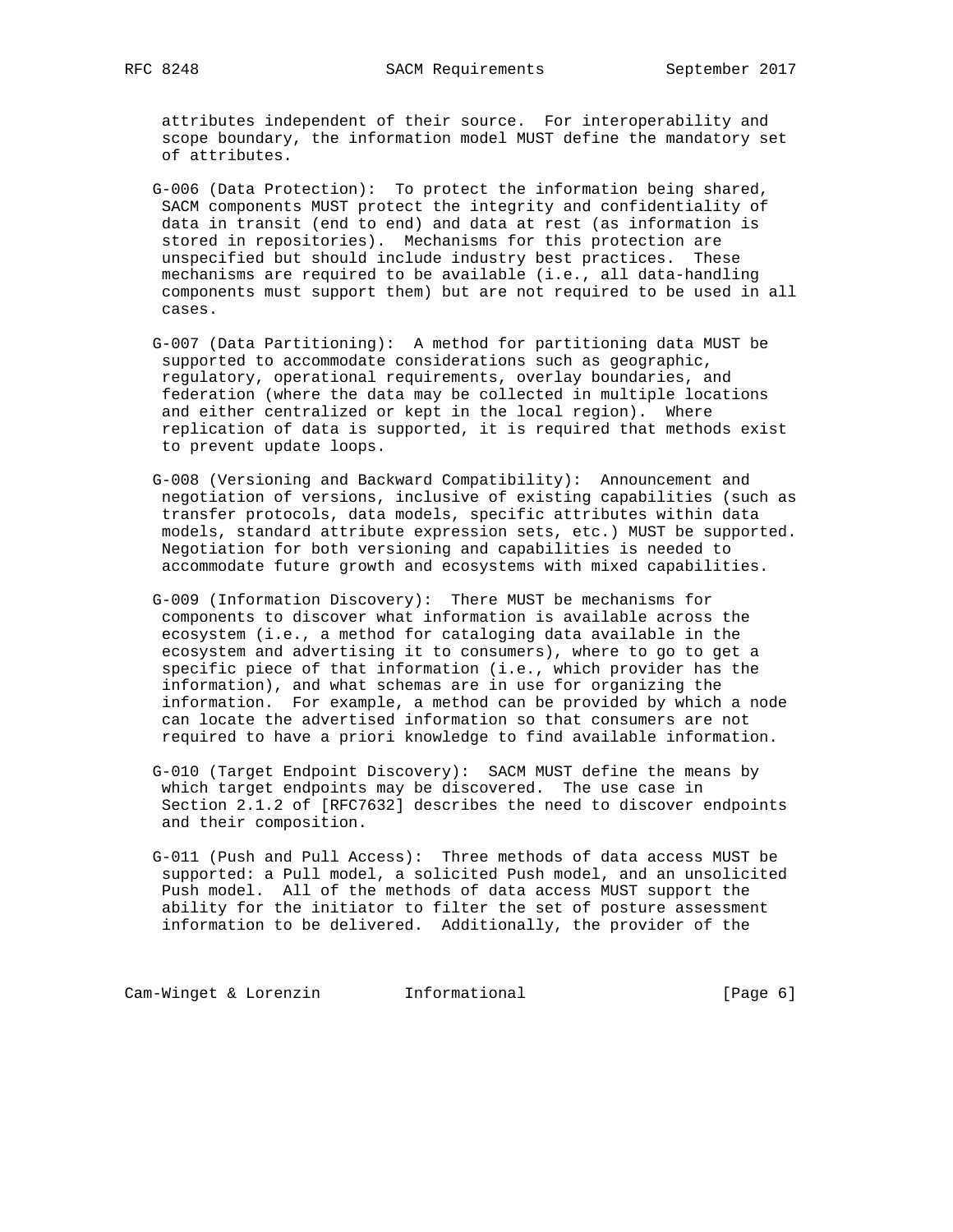attributes independent of their source. For interoperability and scope boundary, the information model MUST define the mandatory set of attributes.

G-006 (Data Protection): To protect the information being shared, SACM components MUST protect the integrity and confidentiality of data in transit (end to end) and data at rest (as information is stored in repositories). Mechanisms for this protection are unspecified but should include industry best practices. These mechanisms are required to be available (i.e., all data-handling components must support them) but are not required to be used in all cases.

G-007 (Data Partitioning): A method for partitioning data MUST be supported to accommodate considerations such as geographic, regulatory, operational requirements, overlay boundaries, and federation (where the data may be collected in multiple locations and either centralized or kept in the local region). Where replication of data is supported, it is required that methods exist to prevent update loops.

G-008 (Versioning and Backward Compatibility): Announcement and negotiation of versions, inclusive of existing capabilities (such as transfer protocols, data models, specific attributes within data models, standard attribute expression sets, etc.) MUST be supported. Negotiation for both versioning and capabilities is needed to accommodate future growth and ecosystems with mixed capabilities.

G-009 (Information Discovery): There MUST be mechanisms for components to discover what information is available across the ecosystem (i.e., a method for cataloging data available in the ecosystem and advertising it to consumers), where to go to get a specific piece of that information (i.e., which provider has the information), and what schemas are in use for organizing the information. For example, a method can be provided by which a node can locate the advertised information so that consumers are not required to have a priori knowledge to find available information.

G-010 (Target Endpoint Discovery): SACM MUST define the means by which target endpoints may be discovered. The use case in Section 2.1.2 of [RFC7632] describes the need to discover endpoints and their composition.

G-011 (Push and Pull Access): Three methods of data access MUST be supported: a Pull model, a solicited Push model, and an unsolicited Push model. All of the methods of data access MUST support the ability for the initiator to filter the set of posture assessment information to be delivered. Additionally, the provider of the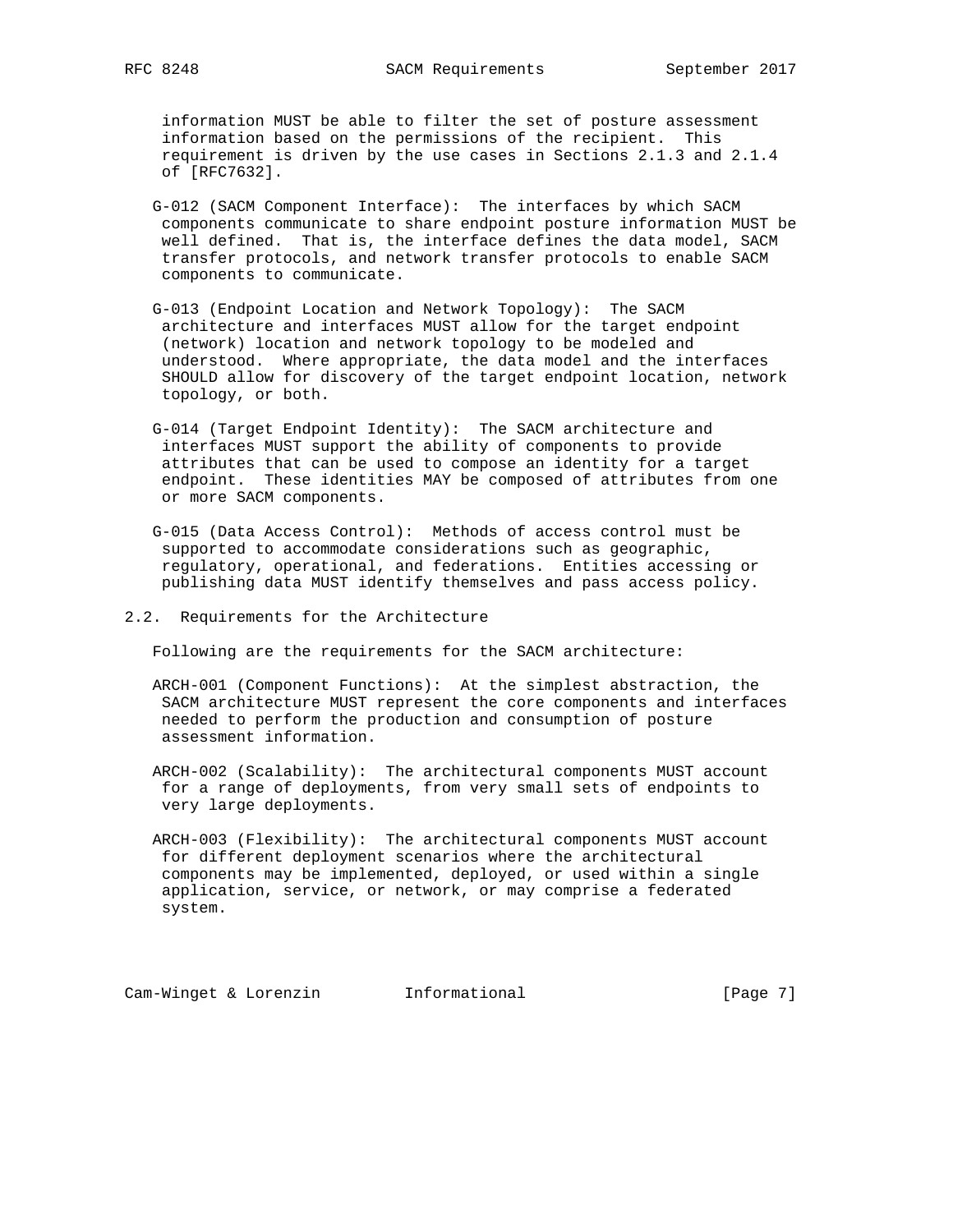information MUST be able to filter the set of posture assessment information based on the permissions of the recipient. This requirement is driven by the use cases in Sections 2.1.3 and 2.1.4 of [RFC7632].

G-012 (SACM Component Interface): The interfaces by which SACM components communicate to share endpoint posture information MUST be well defined. That is, the interface defines the data model, SACM transfer protocols, and network transfer protocols to enable SACM components to communicate.

G-013 (Endpoint Location and Network Topology): The SACM architecture and interfaces MUST allow for the target endpoint (network) location and network topology to be modeled and understood. Where appropriate, the data model and the interfaces SHOULD allow for discovery of the target endpoint location, network topology, or both.

G-014 (Target Endpoint Identity): The SACM architecture and interfaces MUST support the ability of components to provide attributes that can be used to compose an identity for a target endpoint. These identities MAY be composed of attributes from one or more SACM components.

G-015 (Data Access Control): Methods of access control must be supported to accommodate considerations such as geographic, regulatory, operational, and federations. Entities accessing or publishing data MUST identify themselves and pass access policy.

## 2.2. Requirements for the Architecture

Following are the requirements for the SACM architecture:

ARCH-001 (Component Functions): At the simplest abstraction, the SACM architecture MUST represent the core components and interfaces needed to perform the production and consumption of posture assessment information.

ARCH-002 (Scalability): The architectural components MUST account for a range of deployments, from very small sets of endpoints to very large deployments.

ARCH-003 (Flexibility): The architectural components MUST account for different deployment scenarios where the architectural components may be implemented, deployed, or used within a single application, service, or network, or may comprise a federated system.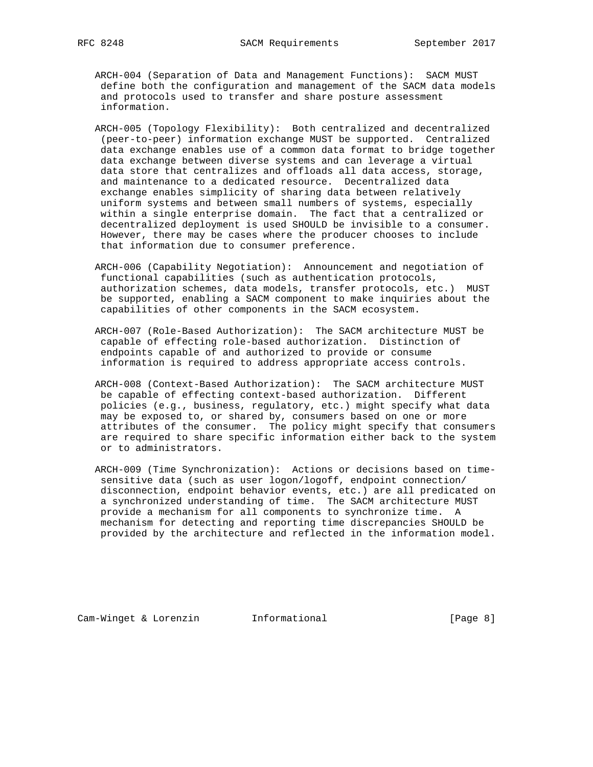ARCH-004 (Separation of Data and Management Functions): SACM MUST define both the configuration and management of the SACM data models and protocols used to transfer and share posture assessment information.

ARCH-005 (Topology Flexibility): Both centralized and decentralized (peer-to-peer) information exchange MUST be supported. Centralized data exchange enables use of a common data format to bridge together data exchange between diverse systems and can leverage a virtual data store that centralizes and offloads all data access, storage, and maintenance to a dedicated resource. Decentralized data exchange enables simplicity of sharing data between relatively uniform systems and between small numbers of systems, especially within a single enterprise domain. The fact that a centralized or decentralized deployment is used SHOULD be invisible to a consumer. However, there may be cases where the producer chooses to include that information due to consumer preference.

ARCH-006 (Capability Negotiation): Announcement and negotiation of functional capabilities (such as authentication protocols, authorization schemes, data models, transfer protocols, etc.) MUST be supported, enabling a SACM component to make inquiries about the capabilities of other components in the SACM ecosystem.

ARCH-007 (Role-Based Authorization): The SACM architecture MUST be capable of effecting role-based authorization. Distinction of endpoints capable of and authorized to provide or consume information is required to address appropriate access controls.

ARCH-008 (Context-Based Authorization): The SACM architecture MUST be capable of effecting context-based authorization. Different policies (e.g., business, regulatory, etc.) might specify what data may be exposed to, or shared by, consumers based on one or more attributes of the consumer. The policy might specify that consumers are required to share specific information either back to the system or to administrators.

ARCH-009 (Time Synchronization): Actions or decisions based on time-sensitive data (such as user logon/logoff, endpoint connection/disconnection, endpoint behavior events, etc.) are all predicated on a synchronized understanding of time. The SACM architecture MUST provide a mechanism for all components to synchronize time. A mechanism for detecting and reporting time discrepancies SHOULD be provided by the architecture and reflected in the information model.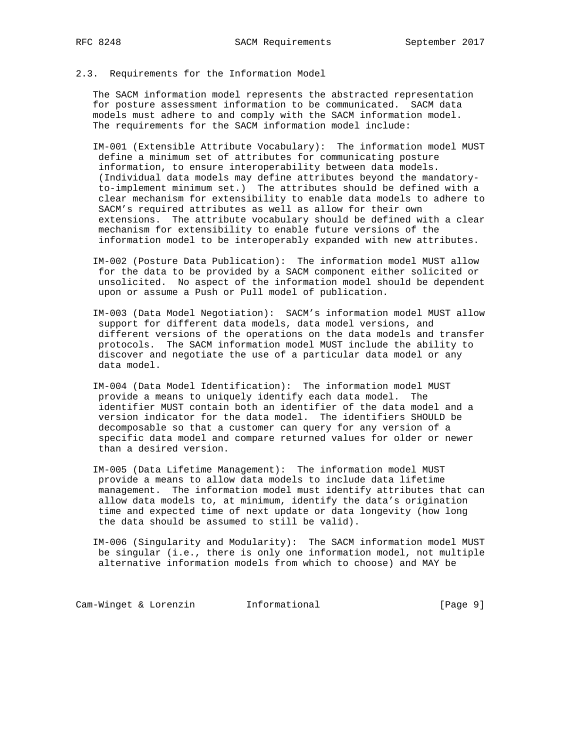### 2.3. Requirements for the Information Model

The SACM information model represents the abstracted representation for posture assessment information to be communicated. SACM data models must adhere to and comply with the SACM information model. The requirements for the SACM information model include:

IM-001 (Extensible Attribute Vocabulary): The information model MUST define a minimum set of attributes for communicating posture information, to ensure interoperability between data models. (Individual data models may define attributes beyond the mandatory-to-implement minimum set.) The attributes should be defined with a clear mechanism for extensibility to enable data models to adhere to SACM's required attributes as well as allow for their own extensions. The attribute vocabulary should be defined with a clear mechanism for extensibility to enable future versions of the information model to be interoperably expanded with new attributes.

IM-002 (Posture Data Publication): The information model MUST allow for the data to be provided by a SACM component either solicited or unsolicited. No aspect of the information model should be dependent upon or assume a Push or Pull model of publication.

IM-003 (Data Model Negotiation): SACM's information model MUST allow support for different data models, data model versions, and different versions of the operations on the data models and transfer protocols. The SACM information model MUST include the ability to discover and negotiate the use of a particular data model or any data model.

IM-004 (Data Model Identification): The information model MUST provide a means to uniquely identify each data model. The identifier MUST contain both an identifier of the data model and a version indicator for the data model. The identifiers SHOULD be decomposable so that a customer can query for any version of a specific data model and compare returned values for older or newer than a desired version.

IM-005 (Data Lifetime Management): The information model MUST provide a means to allow data models to include data lifetime management. The information model must identify attributes that can allow data models to, at minimum, identify the data's origination time and expected time of next update or data longevity (how long the data should be assumed to still be valid).

IM-006 (Singularity and Modularity): The SACM information model MUST be singular (i.e., there is only one information model, not multiple alternative information models from which to choose) and MAY be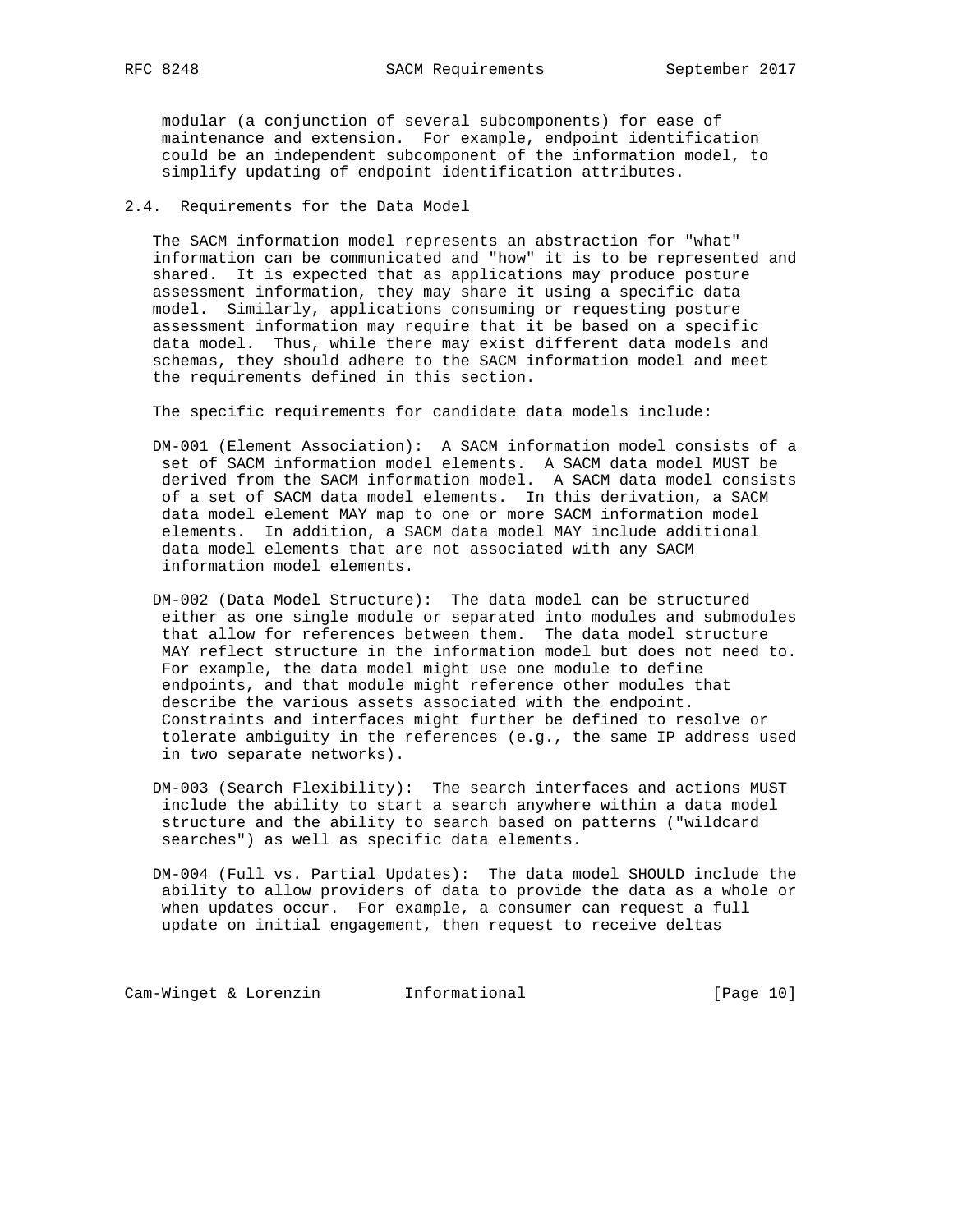modular (a conjunction of several subcomponents) for ease of maintenance and extension. For example, endpoint identification could be an independent subcomponent of the information model, to simplify updating of endpoint identification attributes.

## 2.4. Requirements for the Data Model

The SACM information model represents an abstraction for "what" information can be communicated and "how" it is to be represented and shared. It is expected that as applications may produce posture assessment information, they may share it using a specific data model. Similarly, applications consuming or requesting posture assessment information may require that it be based on a specific data model. Thus, while there may exist different data models and schemas, they should adhere to the SACM information model and meet the requirements defined in this section.

The specific requirements for candidate data models include:

DM-001 (Element Association): A SACM information model consists of a set of SACM information model elements. A SACM data model MUST be derived from the SACM information model. A SACM data model consists of a set of SACM data model elements. In this derivation, a SACM data model element MAY map to one or more SACM information model elements. In addition, a SACM data model MAY include additional data model elements that are not associated with any SACM information model elements.

DM-002 (Data Model Structure): The data model can be structured either as one single module or separated into modules and submodules that allow for references between them. The data model structure MAY reflect structure in the information model but does not need to. For example, the data model might use one module to define endpoints, and that module might reference other modules that describe the various assets associated with the endpoint. Constraints and interfaces might further be defined to resolve or tolerate ambiguity in the references (e.g., the same IP address used in two separate networks).

DM-003 (Search Flexibility): The search interfaces and actions MUST include the ability to start a search anywhere within a data model structure and the ability to search based on patterns ("wildcard searches") as well as specific data elements.

DM-004 (Full vs. Partial Updates): The data model SHOULD include the ability to allow providers of data to provide the data as a whole or when updates occur. For example, a consumer can request a full update on initial engagement, then request to receive deltas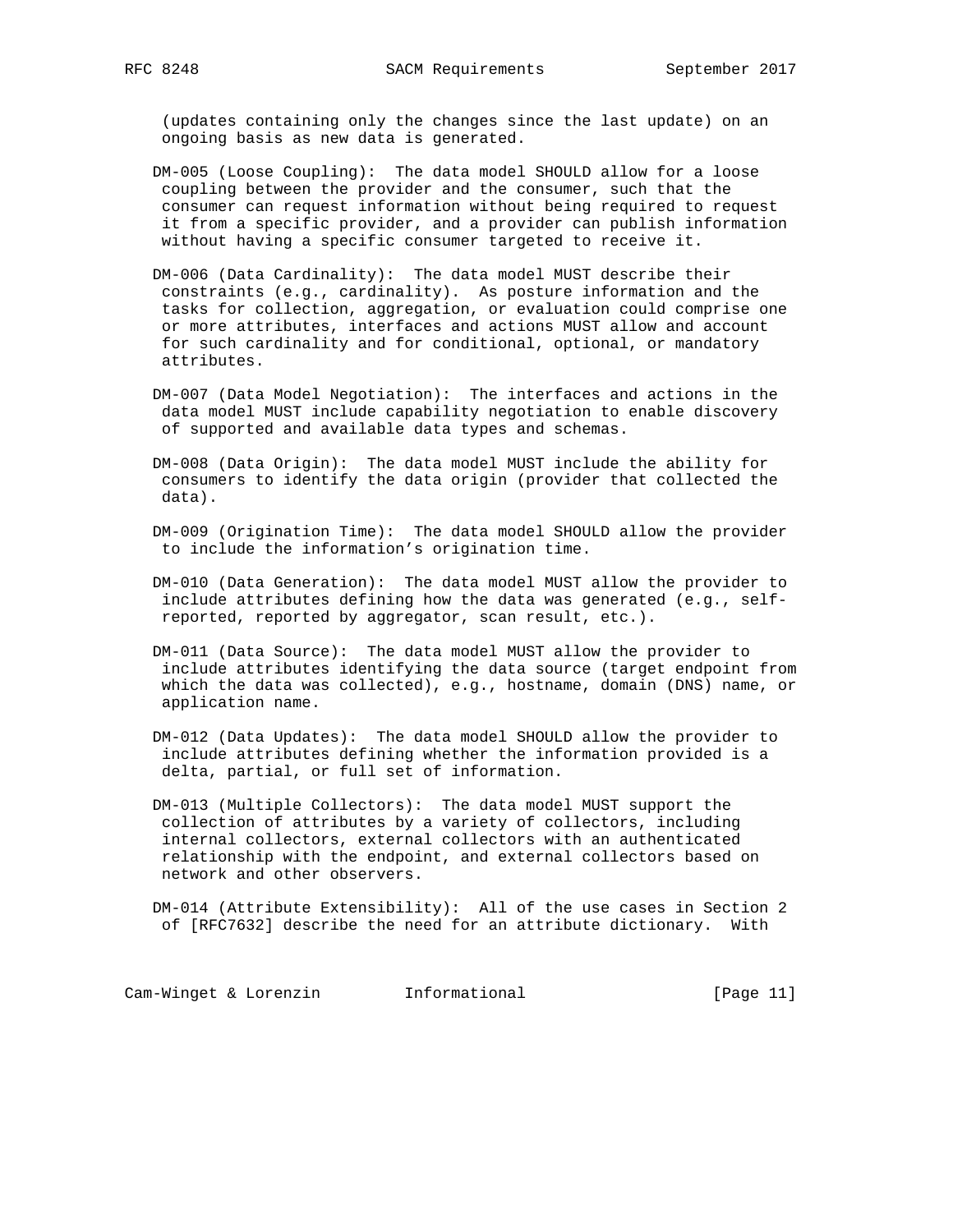(updates containing only the changes since the last update) on an ongoing basis as new data is generated.

DM-005 (Loose Coupling): The data model SHOULD allow for a loose coupling between the provider and the consumer, such that the consumer can request information without being required to request it from a specific provider, and a provider can publish information without having a specific consumer targeted to receive it.

DM-006 (Data Cardinality): The data model MUST describe their constraints (e.g., cardinality). As posture information and the tasks for collection, aggregation, or evaluation could comprise one or more attributes, interfaces and actions MUST allow and account for such cardinality and for conditional, optional, or mandatory attributes.

DM-007 (Data Model Negotiation): The interfaces and actions in the data model MUST include capability negotiation to enable discovery of supported and available data types and schemas.

DM-008 (Data Origin): The data model MUST include the ability for consumers to identify the data origin (provider that collected the data).

DM-009 (Origination Time): The data model SHOULD allow the provider to include the information's origination time.

DM-010 (Data Generation): The data model MUST allow the provider to include attributes defining how the data was generated (e.g., self-reported, reported by aggregator, scan result, etc.).

DM-011 (Data Source): The data model MUST allow the provider to include attributes identifying the data source (target endpoint from which the data was collected), e.g., hostname, domain (DNS) name, or application name.

DM-012 (Data Updates): The data model SHOULD allow the provider to include attributes defining whether the information provided is a delta, partial, or full set of information.

DM-013 (Multiple Collectors): The data model MUST support the collection of attributes by a variety of collectors, including internal collectors, external collectors with an authenticated relationship with the endpoint, and external collectors based on network and other observers.

DM-014 (Attribute Extensibility): All of the use cases in Section 2 of [RFC7632] describe the need for an attribute dictionary. With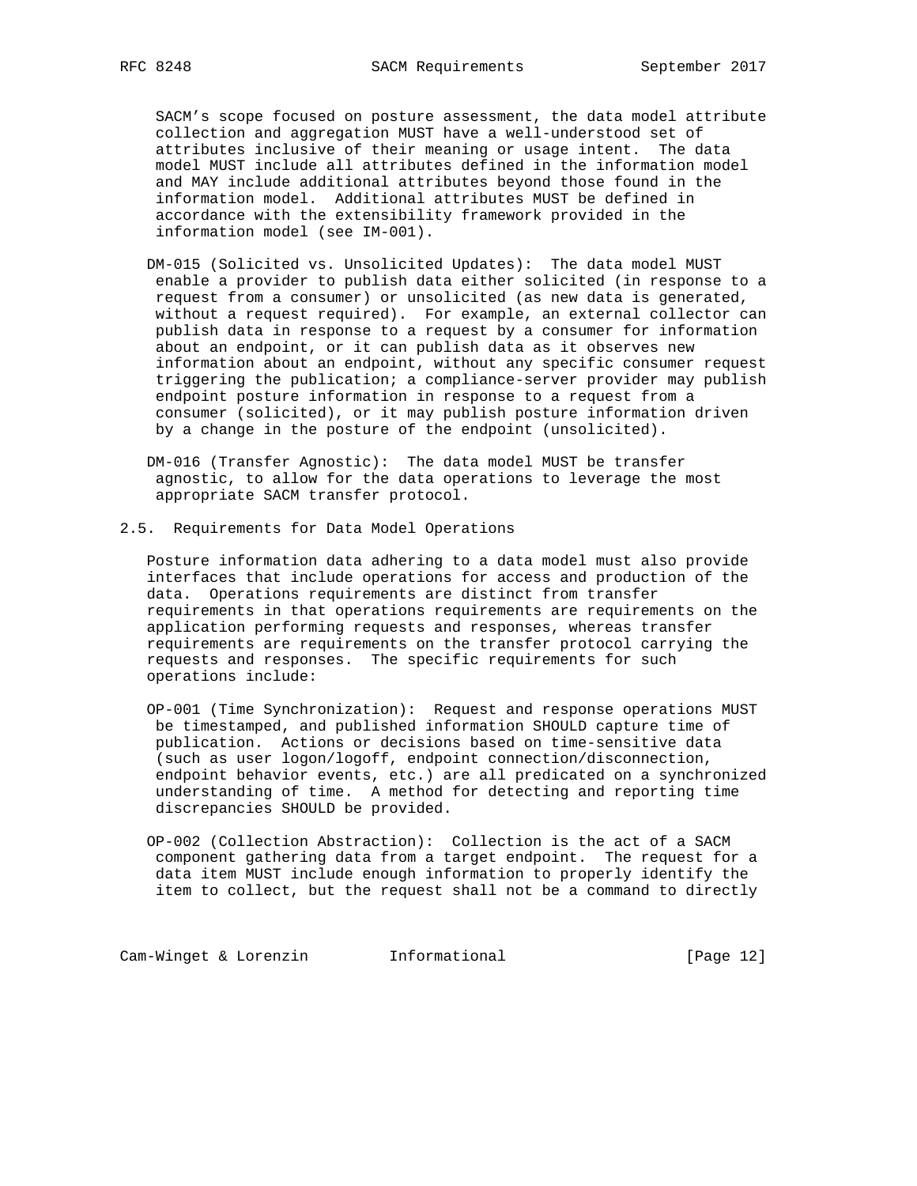SACM's scope focused on posture assessment, the data model attribute collection and aggregation MUST have a well-understood set of attributes inclusive of their meaning or usage intent. The data model MUST include all attributes defined in the information model and MAY include additional attributes beyond those found in the information model. Additional attributes MUST be defined in accordance with the extensibility framework provided in the information model (see IM-001).

DM-015 (Solicited vs. Unsolicited Updates): The data model MUST enable a provider to publish data either solicited (in response to a request from a consumer) or unsolicited (as new data is generated, without a request required). For example, an external collector can publish data in response to a request by a consumer for information about an endpoint, or it can publish data as it observes new information about an endpoint, without any specific consumer request triggering the publication; a compliance-server provider may publish endpoint posture information in response to a request from a consumer (solicited), or it may publish posture information driven by a change in the posture of the endpoint (unsolicited).

DM-016 (Transfer Agnostic): The data model MUST be transfer agnostic, to allow for the data operations to leverage the most appropriate SACM transfer protocol.

## 2.5. Requirements for Data Model Operations

Posture information data adhering to a data model must also provide interfaces that include operations for access and production of the data. Operations requirements are distinct from transfer requirements in that operations requirements are requirements on the application performing requests and responses, whereas transfer requirements are requirements on the transfer protocol carrying the requests and responses. The specific requirements for such operations include:

OP-001 (Time Synchronization): Request and response operations MUST be timestamped, and published information SHOULD capture time of publication. Actions or decisions based on time-sensitive data (such as user logon/logoff, endpoint connection/disconnection, endpoint behavior events, etc.) are all predicated on a synchronized understanding of time. A method for detecting and reporting time discrepancies SHOULD be provided.

OP-002 (Collection Abstraction): Collection is the act of a SACM component gathering data from a target endpoint. The request for a data item MUST include enough information to properly identify the item to collect, but the request shall not be a command to directly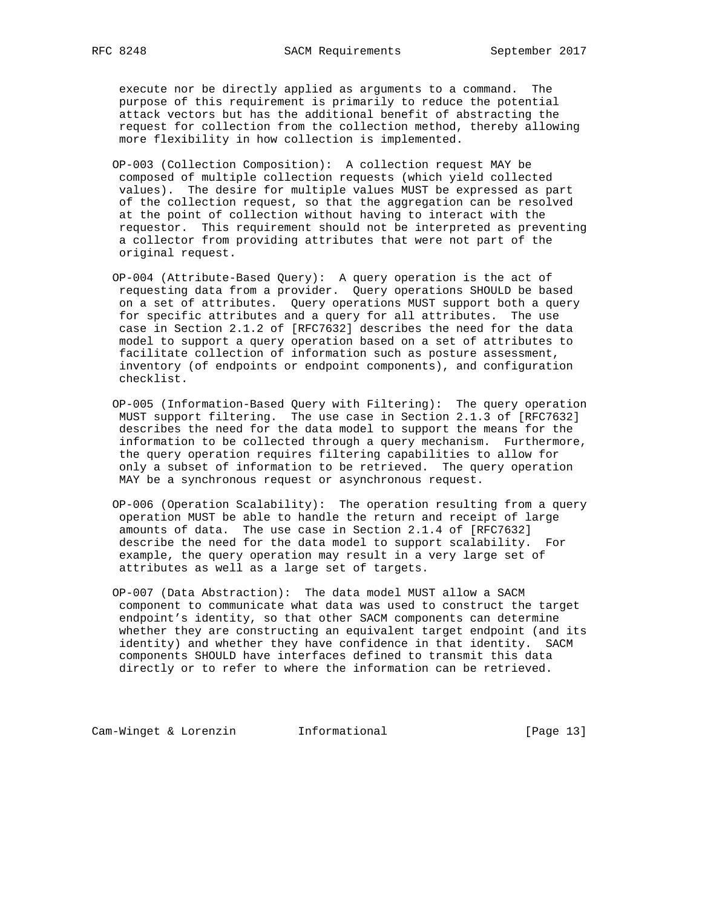execute nor be directly applied as arguments to a command. The purpose of this requirement is primarily to reduce the potential attack vectors but has the additional benefit of abstracting the request for collection from the collection method, thereby allowing more flexibility in how collection is implemented.

OP-003 (Collection Composition): A collection request MAY be composed of multiple collection requests (which yield collected values). The desire for multiple values MUST be expressed as part of the collection request, so that the aggregation can be resolved at the point of collection without having to interact with the requestor. This requirement should not be interpreted as preventing a collector from providing attributes that were not part of the original request.

OP-004 (Attribute-Based Query): A query operation is the act of requesting data from a provider. Query operations SHOULD be based on a set of attributes. Query operations MUST support both a query for specific attributes and a query for all attributes. The use case in Section 2.1.2 of [RFC7632] describes the need for the data model to support a query operation based on a set of attributes to facilitate collection of information such as posture assessment, inventory (of endpoints or endpoint components), and configuration checklist.

OP-005 (Information-Based Query with Filtering): The query operation MUST support filtering. The use case in Section 2.1.3 of [RFC7632] describes the need for the data model to support the means for the information to be collected through a query mechanism. Furthermore, the query operation requires filtering capabilities to allow for only a subset of information to be retrieved. The query operation MAY be a synchronous request or asynchronous request.

OP-006 (Operation Scalability): The operation resulting from a query operation MUST be able to handle the return and receipt of large amounts of data. The use case in Section 2.1.4 of [RFC7632] describe the need for the data model to support scalability. For example, the query operation may result in a very large set of attributes as well as a large set of targets.

OP-007 (Data Abstraction): The data model MUST allow a SACM component to communicate what data was used to construct the target endpoint's identity, so that other SACM components can determine whether they are constructing an equivalent target endpoint (and its identity) and whether they have confidence in that identity. SACM components SHOULD have interfaces defined to transmit this data directly or to refer to where the information can be retrieved.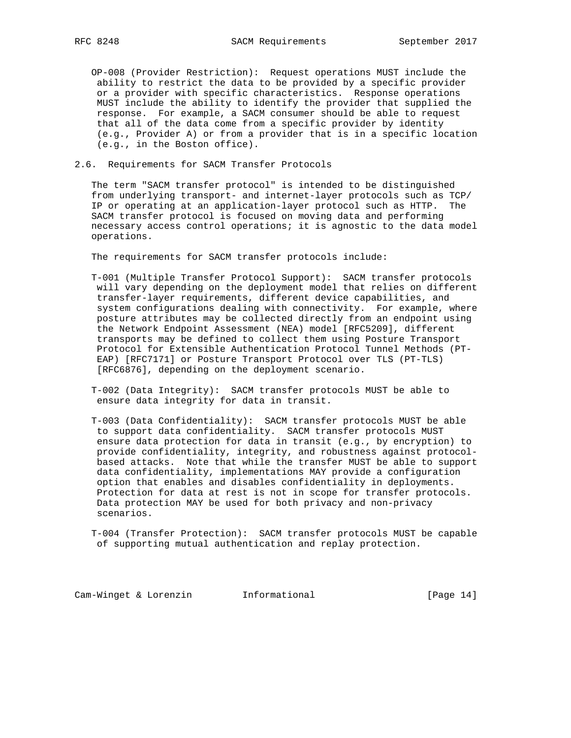OP-008 (Provider Restriction): Request operations MUST include the ability to restrict the data to be provided by a specific provider or a provider with specific characteristics. Response operations MUST include the ability to identify the provider that supplied the response. For example, a SACM consumer should be able to request that all of the data come from a specific provider by identity (e.g., Provider A) or from a provider that is in a specific location (e.g., in the Boston office).

## 2.6. Requirements for SACM Transfer Protocols

The term "SACM transfer protocol" is intended to be distinguished from underlying transport- and internet-layer protocols such as TCP/IP or operating at an application-layer protocol such as HTTP. The SACM transfer protocol is focused on moving data and performing necessary access control operations; it is agnostic to the data model operations.

The requirements for SACM transfer protocols include:

T-001 (Multiple Transfer Protocol Support): SACM transfer protocols will vary depending on the deployment model that relies on different transfer-layer requirements, different device capabilities, and system configurations dealing with connectivity. For example, where posture attributes may be collected directly from an endpoint using the Network Endpoint Assessment (NEA) model [RFC5209], different transports may be defined to collect them using Posture Transport Protocol for Extensible Authentication Protocol Tunnel Methods (PT-EAP) [RFC7171] or Posture Transport Protocol over TLS (PT-TLS) [RFC6876], depending on the deployment scenario.

T-002 (Data Integrity): SACM transfer protocols MUST be able to ensure data integrity for data in transit.

T-003 (Data Confidentiality): SACM transfer protocols MUST be able to support data confidentiality. SACM transfer protocols MUST ensure data protection for data in transit (e.g., by encryption) to provide confidentiality, integrity, and robustness against protocol-based attacks. Note that while the transfer MUST be able to support data confidentiality, implementations MAY provide a configuration option that enables and disables confidentiality in deployments. Protection for data at rest is not in scope for transfer protocols. Data protection MAY be used for both privacy and non-privacy scenarios.

T-004 (Transfer Protection): SACM transfer protocols MUST be capable of supporting mutual authentication and replay protection.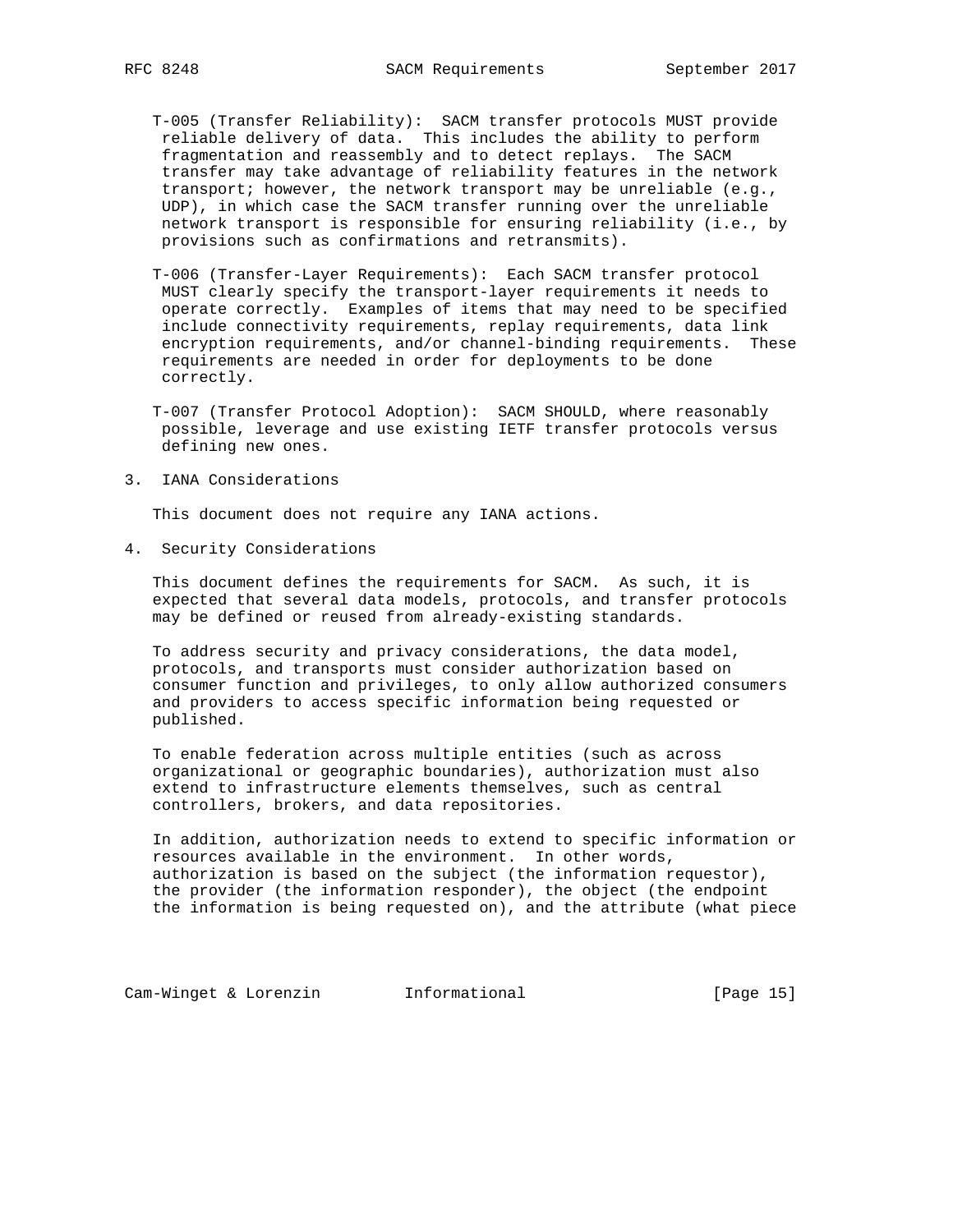T-005 (Transfer Reliability): SACM transfer protocols MUST provide reliable delivery of data. This includes the ability to perform fragmentation and reassembly and to detect replays. The SACM transfer may take advantage of reliability features in the network transport; however, the network transport may be unreliable (e.g., UDP), in which case the SACM transfer running over the unreliable network transport is responsible for ensuring reliability (i.e., by provisions such as confirmations and retransmits).

T-006 (Transfer-Layer Requirements): Each SACM transfer protocol MUST clearly specify the transport-layer requirements it needs to operate correctly. Examples of items that may need to be specified include connectivity requirements, replay requirements, data link encryption requirements, and/or channel-binding requirements. These requirements are needed in order for deployments to be done correctly.

T-007 (Transfer Protocol Adoption): SACM SHOULD, where reasonably possible, leverage and use existing IETF transfer protocols versus defining new ones.

## 3. IANA Considerations

This document does not require any IANA actions.

## 4. Security Considerations

This document defines the requirements for SACM. As such, it is expected that several data models, protocols, and transfer protocols may be defined or reused from already-existing standards.

To address security and privacy considerations, the data model, protocols, and transports must consider authorization based on consumer function and privileges, to only allow authorized consumers and providers to access specific information being requested or published.

To enable federation across multiple entities (such as across organizational or geographic boundaries), authorization must also extend to infrastructure elements themselves, such as central controllers, brokers, and data repositories.

In addition, authorization needs to extend to specific information or resources available in the environment. In other words, authorization is based on the subject (the information requestor), the provider (the information responder), the object (the endpoint the information is being requested on), and the attribute (what piece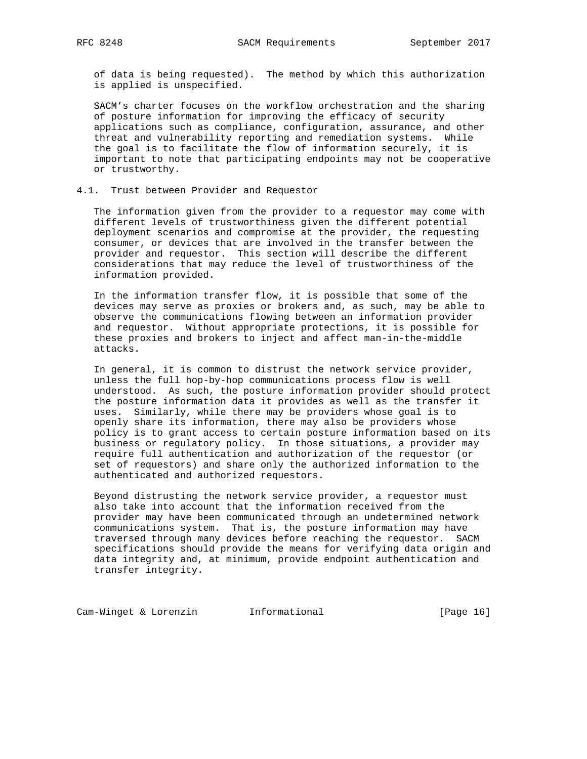of data is being requested). The method by which this authorization is applied is unspecified.

SACM's charter focuses on the workflow orchestration and the sharing of posture information for improving the efficacy of security applications such as compliance, configuration, assurance, and other threat and vulnerability reporting and remediation systems. While the goal is to facilitate the flow of information securely, it is important to note that participating endpoints may not be cooperative or trustworthy.

## 4.1. Trust between Provider and Requestor

The information given from the provider to a requestor may come with different levels of trustworthiness given the different potential deployment scenarios and compromise at the provider, the requesting consumer, or devices that are involved in the transfer between the provider and requestor. This section will describe the different considerations that may reduce the level of trustworthiness of the information provided.

In the information transfer flow, it is possible that some of the devices may serve as proxies or brokers and, as such, may be able to observe the communications flowing between an information provider and requestor. Without appropriate protections, it is possible for these proxies and brokers to inject and affect man-in-the-middle attacks.

In general, it is common to distrust the network service provider, unless the full hop-by-hop communications process flow is well understood. As such, the posture information provider should protect the posture information data it provides as well as the transfer it uses. Similarly, while there may be providers whose goal is to openly share its information, there may also be providers whose policy is to grant access to certain posture information based on its business or regulatory policy. In those situations, a provider may require full authentication and authorization of the requestor (or set of requestors) and share only the authorized information to the authenticated and authorized requestors.

Beyond distrusting the network service provider, a requestor must also take into account that the information received from the provider may have been communicated through an undetermined network communications system. That is, the posture information may have traversed through many devices before reaching the requestor. SACM specifications should provide the means for verifying data origin and data integrity and, at minimum, provide endpoint authentication and transfer integrity.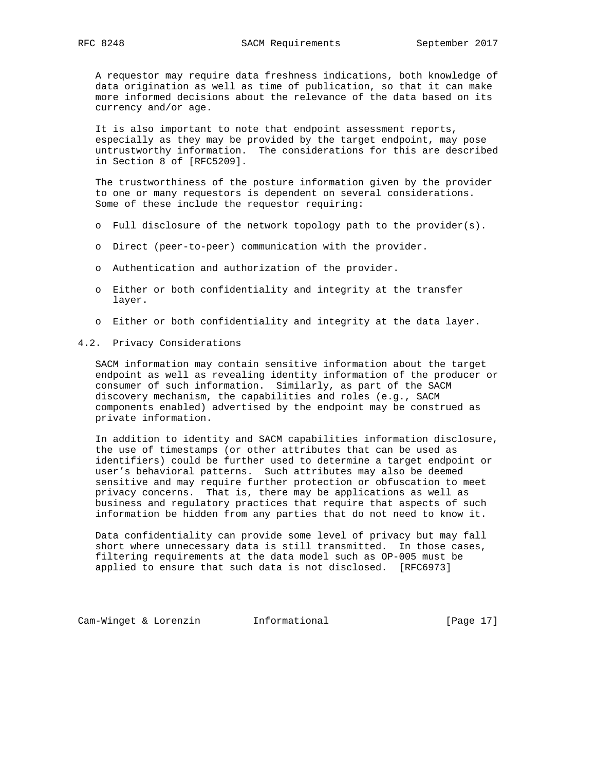A requestor may require data freshness indications, both knowledge of data origination as well as time of publication, so that it can make more informed decisions about the relevance of the data based on its currency and/or age.

It is also important to note that endpoint assessment reports, especially as they may be provided by the target endpoint, may pose untrustworthy information. The considerations for this are described in Section 8 of [RFC5209].

The trustworthiness of the posture information given by the provider to one or many requestors is dependent on several considerations. Some of these include the requestor requiring:

- Full disclosure of the network topology path to the provider(s).
- Direct (peer-to-peer) communication with the provider.
- Authentication and authorization of the provider.
- Either or both confidentiality and integrity at the transfer layer.
- Either or both confidentiality and integrity at the data layer.

## 4.2. Privacy Considerations

SACM information may contain sensitive information about the target endpoint as well as revealing identity information of the producer or consumer of such information. Similarly, as part of the SACM discovery mechanism, the capabilities and roles (e.g., SACM components enabled) advertised by the endpoint may be construed as private information.

In addition to identity and SACM capabilities information disclosure, the use of timestamps (or other attributes that can be used as identifiers) could be further used to determine a target endpoint or user's behavioral patterns. Such attributes may also be deemed sensitive and may require further protection or obfuscation to meet privacy concerns. That is, there may be applications as well as business and regulatory practices that require that aspects of such information be hidden from any parties that do not need to know it.

Data confidentiality can provide some level of privacy but may fall short where unnecessary data is still transmitted. In those cases, filtering requirements at the data model such as OP-005 must be applied to ensure that such data is not disclosed. [RFC6973]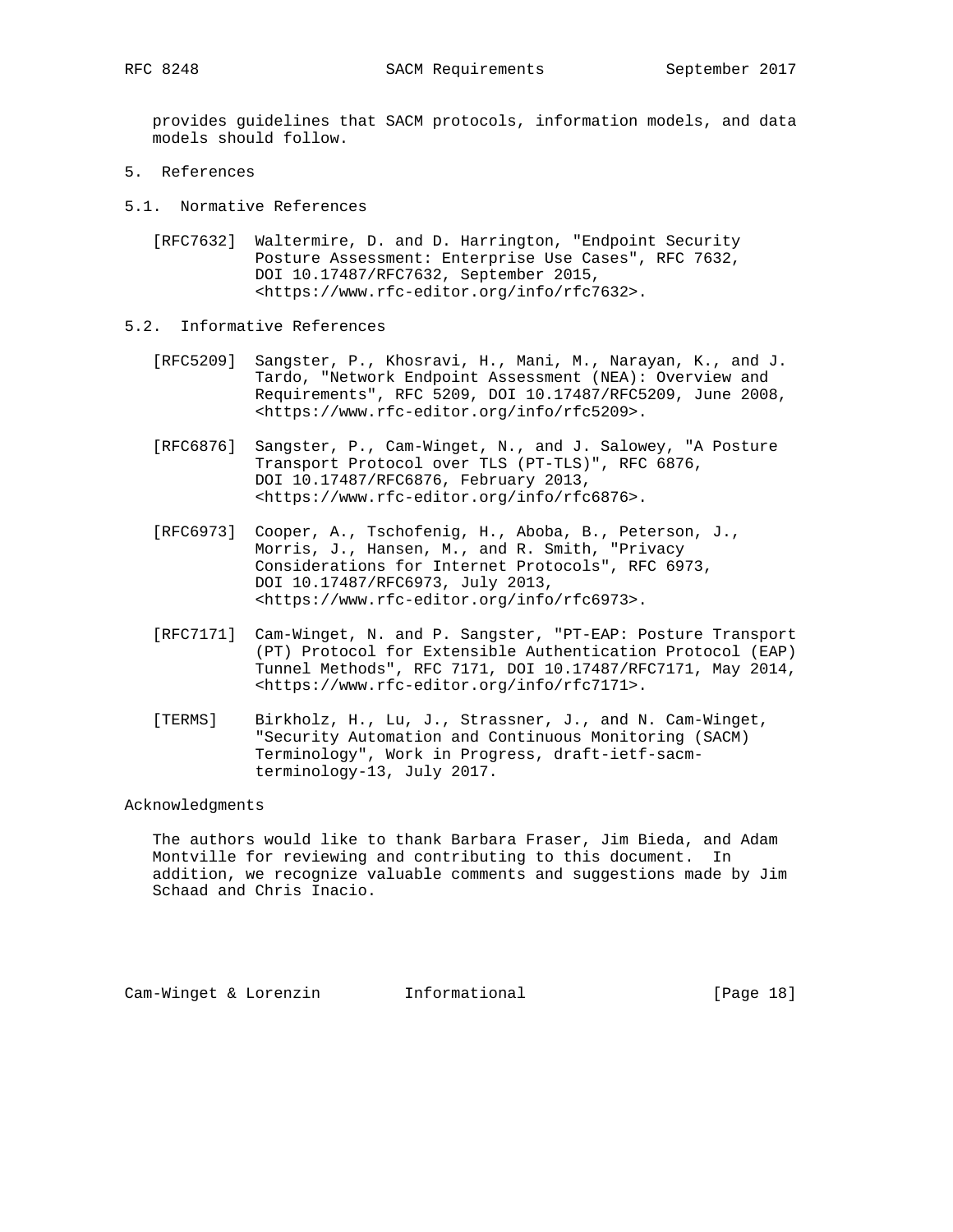provides guidelines that SACM protocols, information models, and data models should follow.

# 5. References

## 5.1. Normative References

[RFC7632] Waltermire, D. and D. Harrington, "Endpoint Security Posture Assessment: Enterprise Use Cases", RFC 7632, DOI 10.17487/RFC7632, September 2015, <https://www.rfc-editor.org/info/rfc7632>.

## 5.2. Informative References

[RFC5209] Sangster, P., Khosravi, H., Mani, M., Narayan, K., and J. Tardo, "Network Endpoint Assessment (NEA): Overview and Requirements", RFC 5209, DOI 10.17487/RFC5209, June 2008, <https://www.rfc-editor.org/info/rfc5209>.

[RFC6876] Sangster, P., Cam-Winget, N., and J. Salowey, "A Posture Transport Protocol over TLS (PT-TLS)", RFC 6876, DOI 10.17487/RFC6876, February 2013, <https://www.rfc-editor.org/info/rfc6876>.

[RFC6973] Cooper, A., Tschofenig, H., Aboba, B., Peterson, J., Morris, J., Hansen, M., and R. Smith, "Privacy Considerations for Internet Protocols", RFC 6973, DOI 10.17487/RFC6973, July 2013, <https://www.rfc-editor.org/info/rfc6973>.

[RFC7171] Cam-Winget, N. and P. Sangster, "PT-EAP: Posture Transport (PT) Protocol for Extensible Authentication Protocol (EAP) Tunnel Methods", RFC 7171, DOI 10.17487/RFC7171, May 2014, <https://www.rfc-editor.org/info/rfc7171>.

[TERMS] Birkholz, H., Lu, J., Strassner, J., and N. Cam-Winget, "Security Automation and Continuous Monitoring (SACM) Terminology", Work in Progress, draft-ietf-sacm-terminology-13, July 2017.

# Acknowledgments

The authors would like to thank Barbara Fraser, Jim Bieda, and Adam Montville for reviewing and contributing to this document. In addition, we recognize valuable comments and suggestions made by Jim Schaad and Chris Inacio.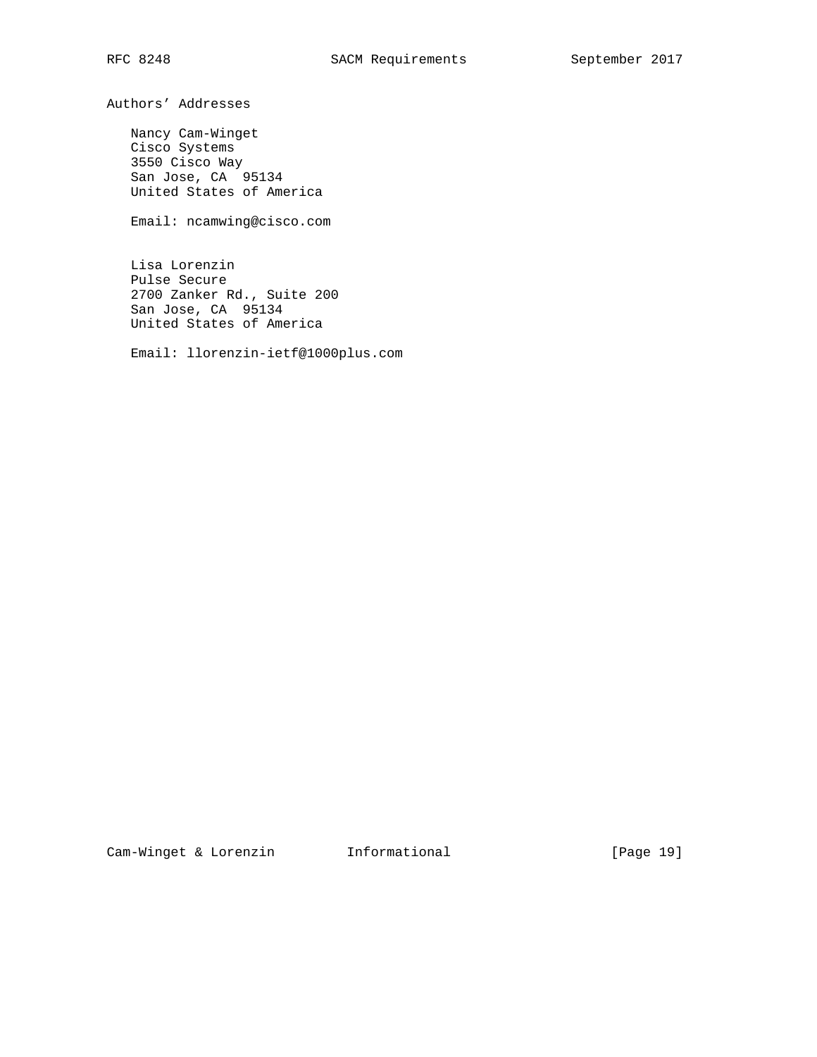## Authors' Addresses

Nancy Cam-Winget
Cisco Systems
3550 Cisco Way
San Jose, CA  95134
United States of America

Email: ncamwing@cisco.com

Lisa Lorenzin
Pulse Secure
2700 Zanker Rd., Suite 200
San Jose, CA  95134
United States of America

Email: llorenzin-ietf@1000plus.com